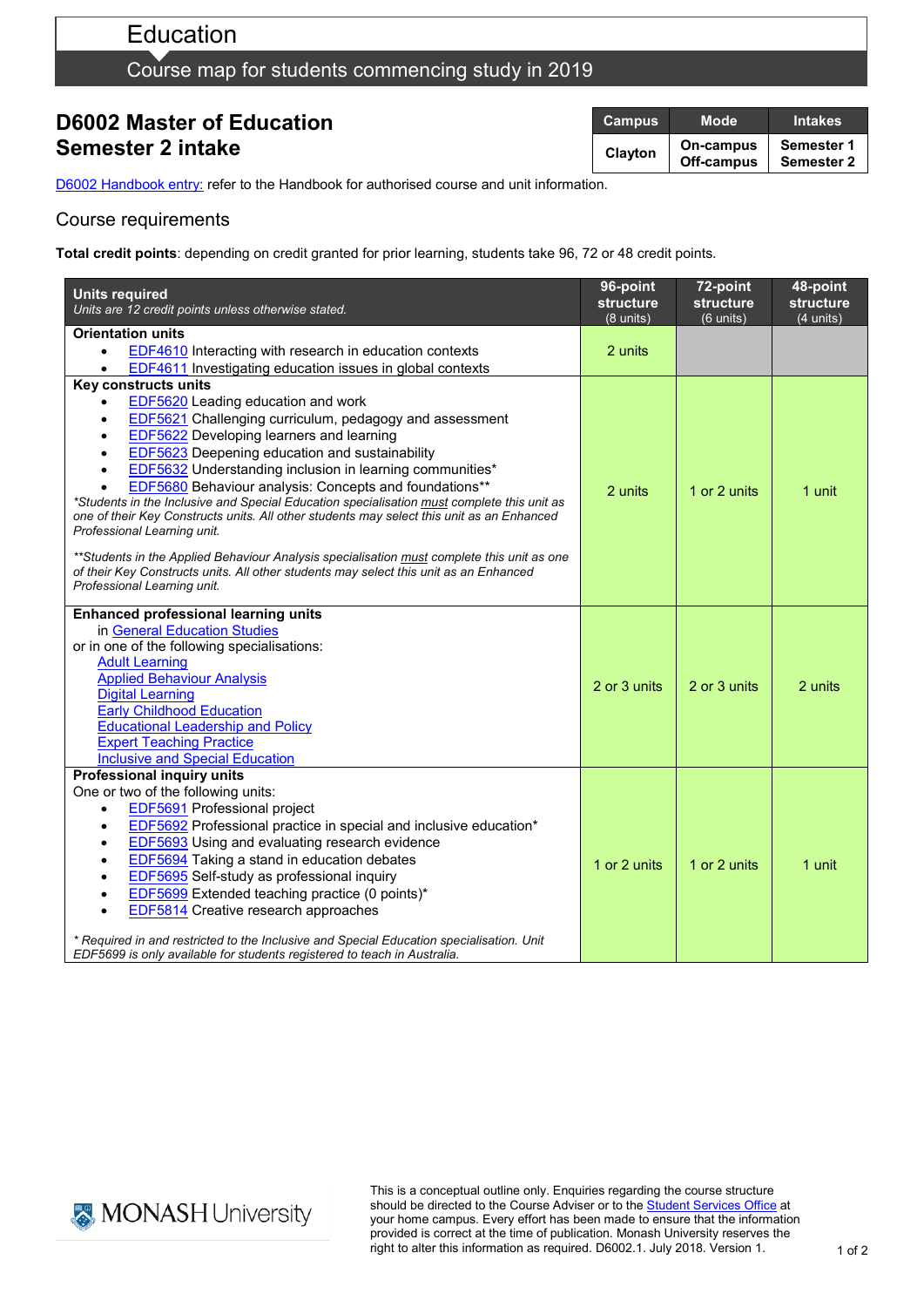# Education

## Course map for students commencing study in 2019

## D6002 Master of Education
## Semester 2 intake

| Campus | Mode | Intakes |
|---|---|---|
| Clayton | On-campus<br>Off-campus | Semester 1<br>Semester 2 |

D6002 Handbook entry: refer to the Handbook for authorised course and unit information.

### Course requirements

**Total credit points**: depending on credit granted for prior learning, students take 96, 72 or 48 credit points.

| **Units required**<br>*Units are 12 credit points unless otherwise stated.* | **96-point structure** (8 units) | **72-point structure** (6 units) | **48-point structure** (4 units) |
|---|---|---|---|
| **Orientation units**<br>• EDF4610 Interacting with research in education contexts<br>• EDF4611 Investigating education issues in global contexts | 2 units | | |
| **Key constructs units**<br>• EDF5620 Leading education and work<br>• EDF5621 Challenging curriculum, pedagogy and assessment<br>• EDF5622 Developing learners and learning<br>• EDF5623 Deepening education and sustainability<br>• EDF5632 Understanding inclusion in learning communities*<br>• EDF5680 Behaviour analysis: Concepts and foundations**<br>*\*Students in the Inclusive and Special Education specialisation must complete this unit as one of their Key Constructs units. All other students may select this unit as an Enhanced Professional Learning unit.*<br>*\*\*Students in the Applied Behaviour Analysis specialisation must complete this unit as one of their Key Constructs units. All other students may select this unit as an Enhanced Professional Learning unit.* | 2 units | 1 or 2 units | 1 unit |
| **Enhanced professional learning units**<br>in General Education Studies<br>or in one of the following specialisations:<br>Adult Learning<br>Applied Behaviour Analysis<br>Digital Learning<br>Early Childhood Education<br>Educational Leadership and Policy<br>Expert Teaching Practice<br>Inclusive and Special Education | 2 or 3 units | 2 or 3 units | 2 units |
| **Professional inquiry units**<br>One or two of the following units:<br>• EDF5691 Professional project<br>• EDF5692 Professional practice in special and inclusive education*<br>• EDF5693 Using and evaluating research evidence<br>• EDF5694 Taking a stand in education debates<br>• EDF5695 Self-study as professional inquiry<br>• EDF5699 Extended teaching practice (0 points)*<br>• EDF5814 Creative research approaches<br>*\* Required in and restricted to the Inclusive and Special Education specialisation. Unit EDF5699 is only available for students registered to teach in Australia.* | 1 or 2 units | 1 or 2 units | 1 unit |

MONASH University

This is a conceptual outline only. Enquiries regarding the course structure should be directed to the Course Adviser or to the Student Services Office at your home campus. Every effort has been made to ensure that the information provided is correct at the time of publication. Monash University reserves the right to alter this information as required. D6002.1. July 2018. Version 1.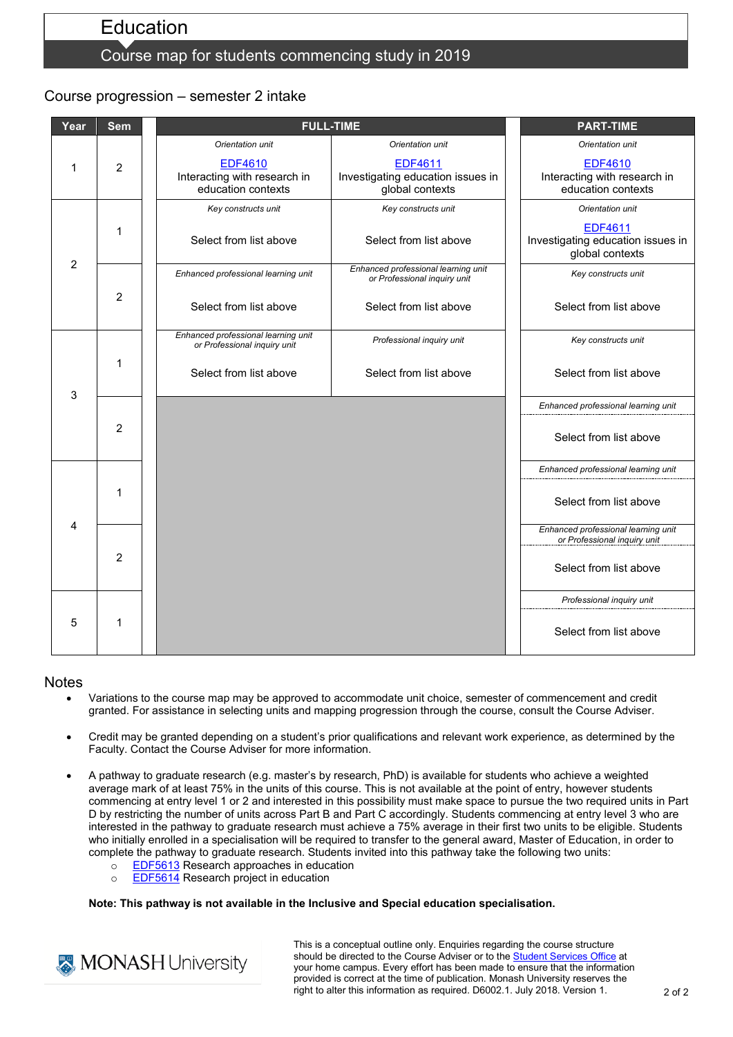# Education

## Course map for students commencing study in 2019

### Course progression – semester 2 intake

| Year | Sem | FULL-TIME | | PART-TIME |
|---|---|---|---|---|
| 1 | 2 | *Orientation unit* EDF4610 Interacting with research in education contexts | *Orientation unit* EDF4611 Investigating education issues in global contexts | *Orientation unit* EDF4610 Interacting with research in education contexts |
| 2 | 1 | *Key constructs unit* Select from list above | *Key constructs unit* Select from list above | *Orientation unit* EDF4611 Investigating education issues in global contexts |
| | 2 | *Enhanced professional learning unit* Select from list above | *Enhanced professional learning unit or Professional inquiry unit* Select from list above | *Key constructs unit* Select from list above |
| 3 | 1 | *Enhanced professional learning unit or Professional inquiry unit* Select from list above | *Professional inquiry unit* Select from list above | *Key constructs unit* Select from list above |
| | 2 | | | *Enhanced professional learning unit* Select from list above |
| 4 | 1 | | | *Enhanced professional learning unit* Select from list above |
| | 2 | | | *Enhanced professional learning unit or Professional inquiry unit* Select from list above |
| 5 | 1 | | | *Professional inquiry unit* Select from list above |

## Notes

- Variations to the course map may be approved to accommodate unit choice, semester of commencement and credit granted. For assistance in selecting units and mapping progression through the course, consult the Course Adviser.
- Credit may be granted depending on a student's prior qualifications and relevant work experience, as determined by the Faculty. Contact the Course Adviser for more information.
- A pathway to graduate research (e.g. master's by research, PhD) is available for students who achieve a weighted average mark of at least 75% in the units of this course. This is not available at the point of entry, however students commencing at entry level 1 or 2 and interested in this possibility must make space to pursue the two required units in Part D by restricting the number of units across Part B and Part C accordingly. Students commencing at entry level 3 who are interested in the pathway to graduate research must achieve a 75% average in their first two units to be eligible. Students who initially enrolled in a specialisation will be required to transfer to the general award, Master of Education, in order to complete the pathway to graduate research. Students invited into this pathway take the following two units:
  - EDF5613 Research approaches in education
  - EDF5614 Research project in education

  **Note: This pathway is not available in the Inclusive and Special education specialisation.**

MONASH University

This is a conceptual outline only. Enquiries regarding the course structure should be directed to the Course Adviser or to the Student Services Office at your home campus. Every effort has been made to ensure that the information provided is correct at the time of publication. Monash University reserves the right to alter this information as required. D6002.1. July 2018. Version 1.